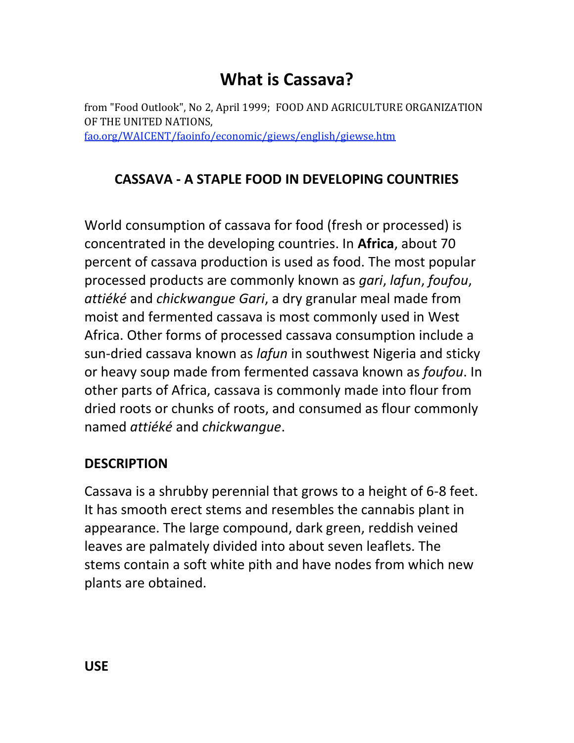# What is Cassava?

from "Food Outlook", No 2, April 1999; FOOD AND AGRICULTURE ORGANIZATION OF THE UNITED NATIONS,
fao.org/WAICENT/faoinfo/economic/giews/english/giewse.htm

## CASSAVA - A STAPLE FOOD IN DEVELOPING COUNTRIES

World consumption of cassava for food (fresh or processed) is concentrated in the developing countries. In **Africa**, about 70 percent of cassava production is used as food. The most popular processed products are commonly known as *gari*, *lafun*, *foufou*, *attiéké* and *chickwangue Gari*, a dry granular meal made from moist and fermented cassava is most commonly used in West Africa. Other forms of processed cassava consumption include a sun-dried cassava known as *lafun* in southwest Nigeria and sticky or heavy soup made from fermented cassava known as *foufou*. In other parts of Africa, cassava is commonly made into flour from dried roots or chunks of roots, and consumed as flour commonly named *attiéké* and *chickwangue*.

### DESCRIPTION

Cassava is a shrubby perennial that grows to a height of 6-8 feet. It has smooth erect stems and resembles the cannabis plant in appearance. The large compound, dark green, reddish veined leaves are palmately divided into about seven leaflets. The stems contain a soft white pith and have nodes from which new plants are obtained.

### USE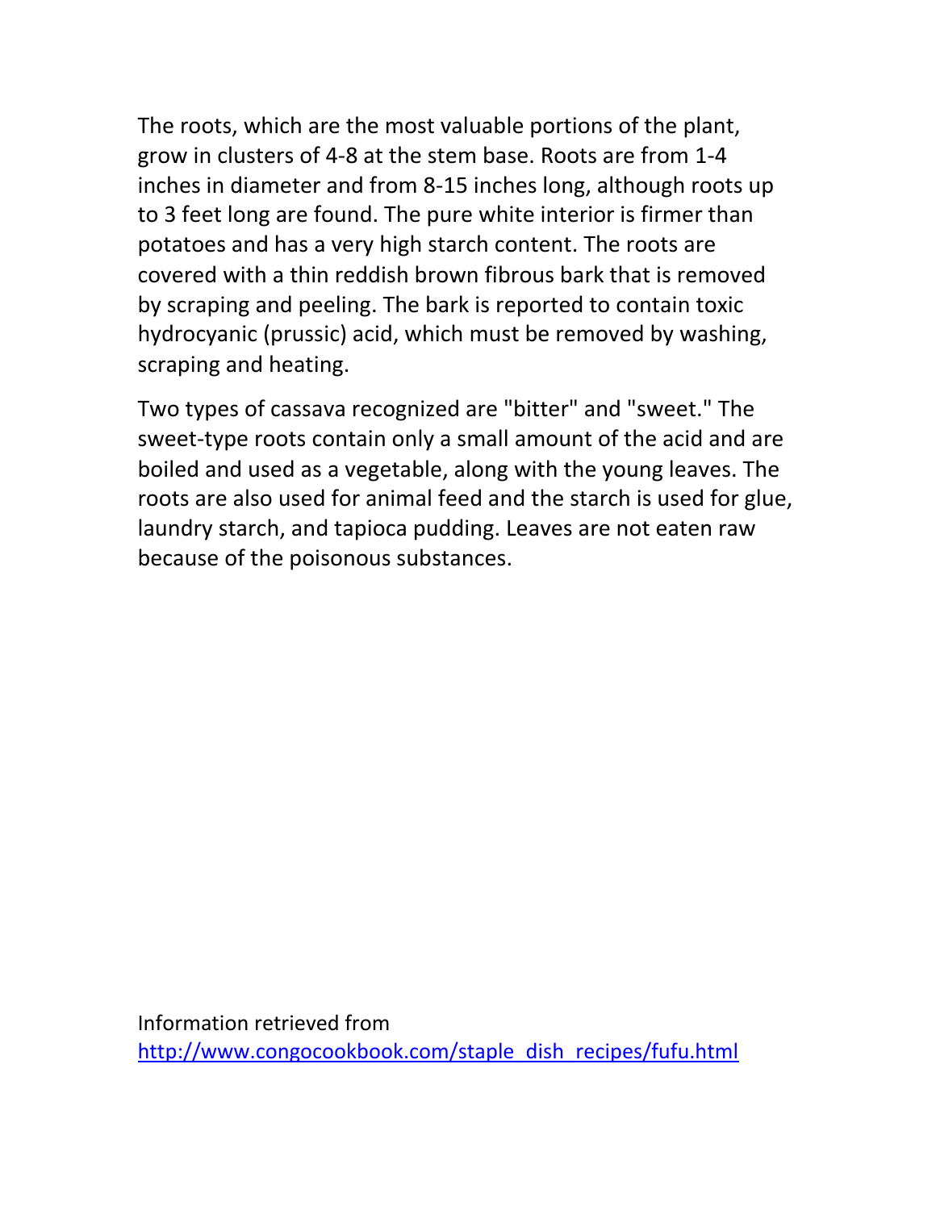The roots, which are the most valuable portions of the plant, grow in clusters of 4-8 at the stem base. Roots are from 1-4 inches in diameter and from 8-15 inches long, although roots up to 3 feet long are found. The pure white interior is firmer than potatoes and has a very high starch content. The roots are covered with a thin reddish brown fibrous bark that is removed by scraping and peeling. The bark is reported to contain toxic hydrocyanic (prussic) acid, which must be removed by washing, scraping and heating.

Two types of cassava recognized are "bitter" and "sweet." The sweet-type roots contain only a small amount of the acid and are boiled and used as a vegetable, along with the young leaves. The roots are also used for animal feed and the starch is used for glue, laundry starch, and tapioca pudding. Leaves are not eaten raw because of the poisonous substances.

Information retrieved from
http://www.congocookbook.com/staple_dish_recipes/fufu.html